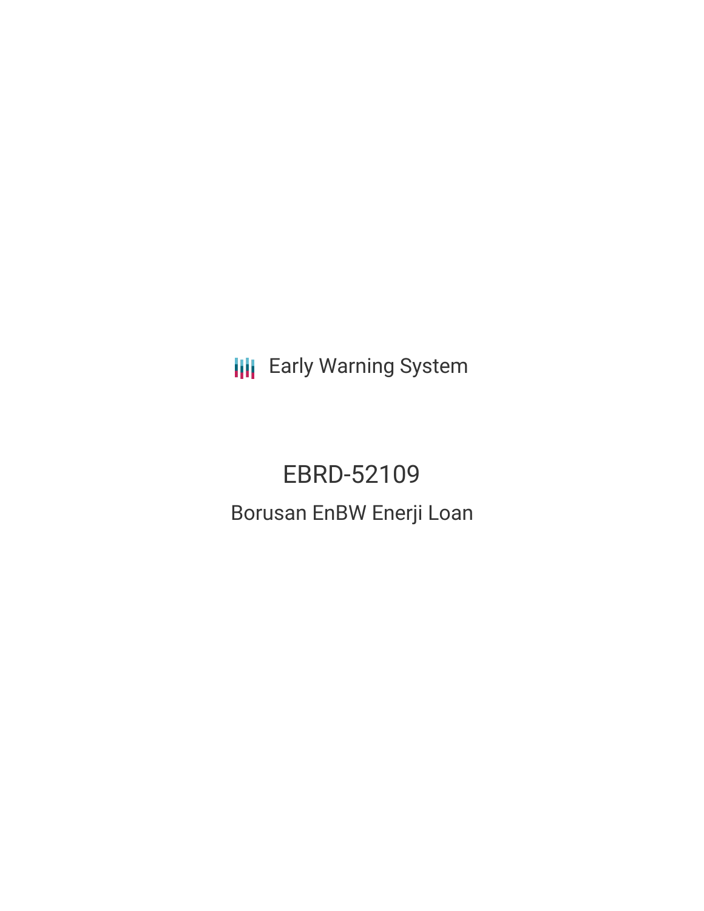Early Warning System

# EBRD-52109

## Borusan EnBW Enerji Loan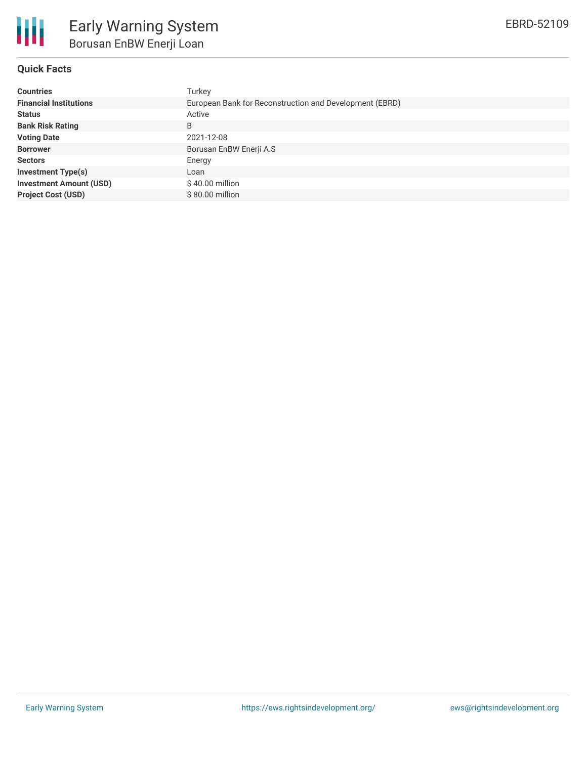# Early Warning System

## Borusan EnBW Enerji Loan

EBRD-52109

### Quick Facts

| | |
|---|---|
| **Countries** | Turkey |
| **Financial Institutions** | European Bank for Reconstruction and Development (EBRD) |
| **Status** | Active |
| **Bank Risk Rating** | B |
| **Voting Date** | 2021-12-08 |
| **Borrower** | Borusan EnBW Enerji A.S |
| **Sectors** | Energy |
| **Investment Type(s)** | Loan |
| **Investment Amount (USD)** | $ 40.00 million |
| **Project Cost (USD)** | $ 80.00 million |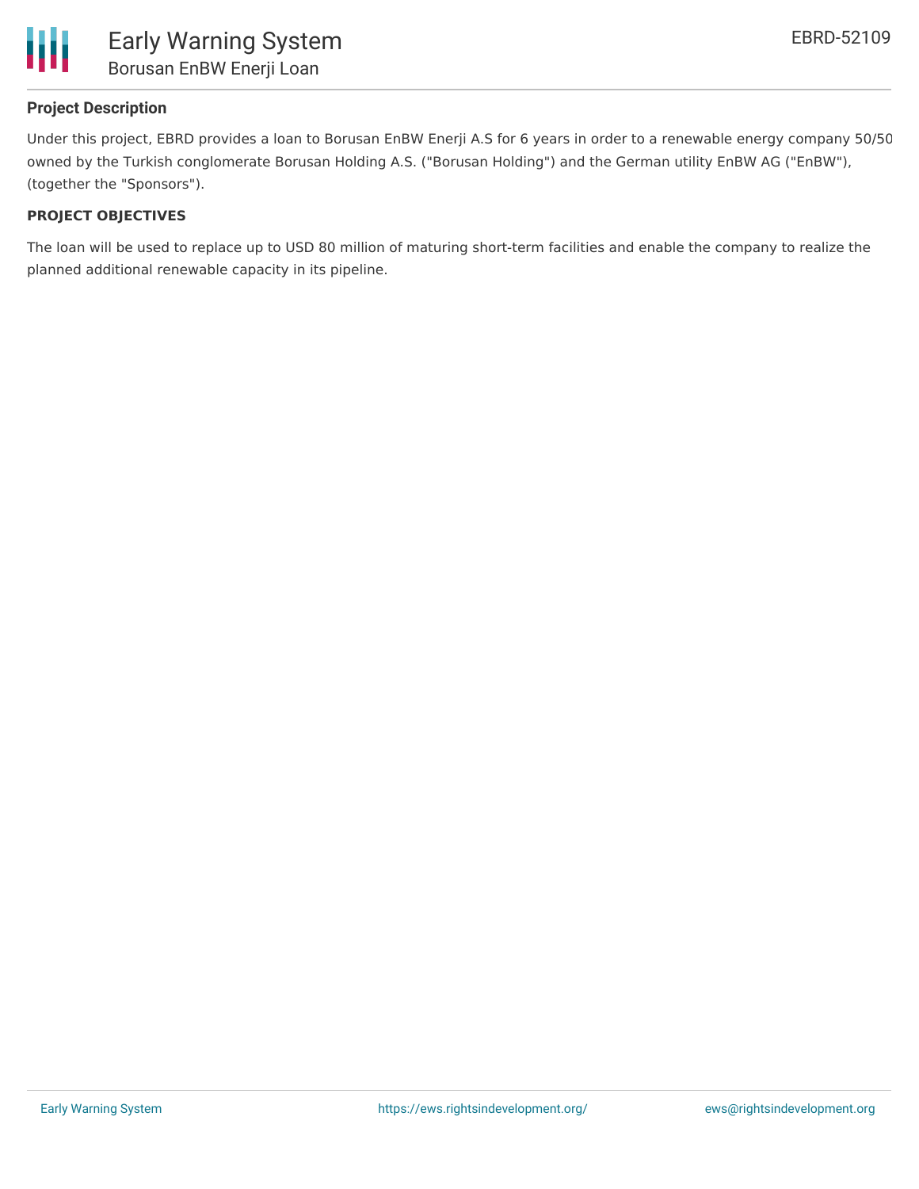## Project Description

Under this project, EBRD provides a loan to Borusan EnBW Enerji A.S for 6 years in order to a renewable energy company 50/50 owned by the Turkish conglomerate Borusan Holding A.S. ("Borusan Holding") and the German utility EnBW AG ("EnBW"), (together the "Sponsors").

### PROJECT OBJECTIVES

The loan will be used to replace up to USD 80 million of maturing short-term facilities and enable the company to realize the planned additional renewable capacity in its pipeline.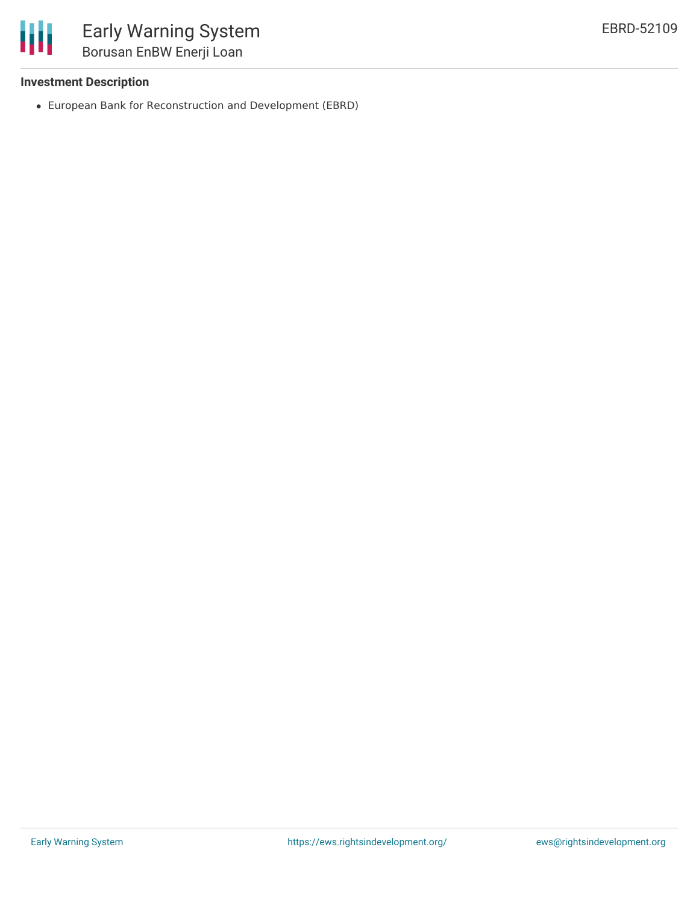### Investment Description

- European Bank for Reconstruction and Development (EBRD)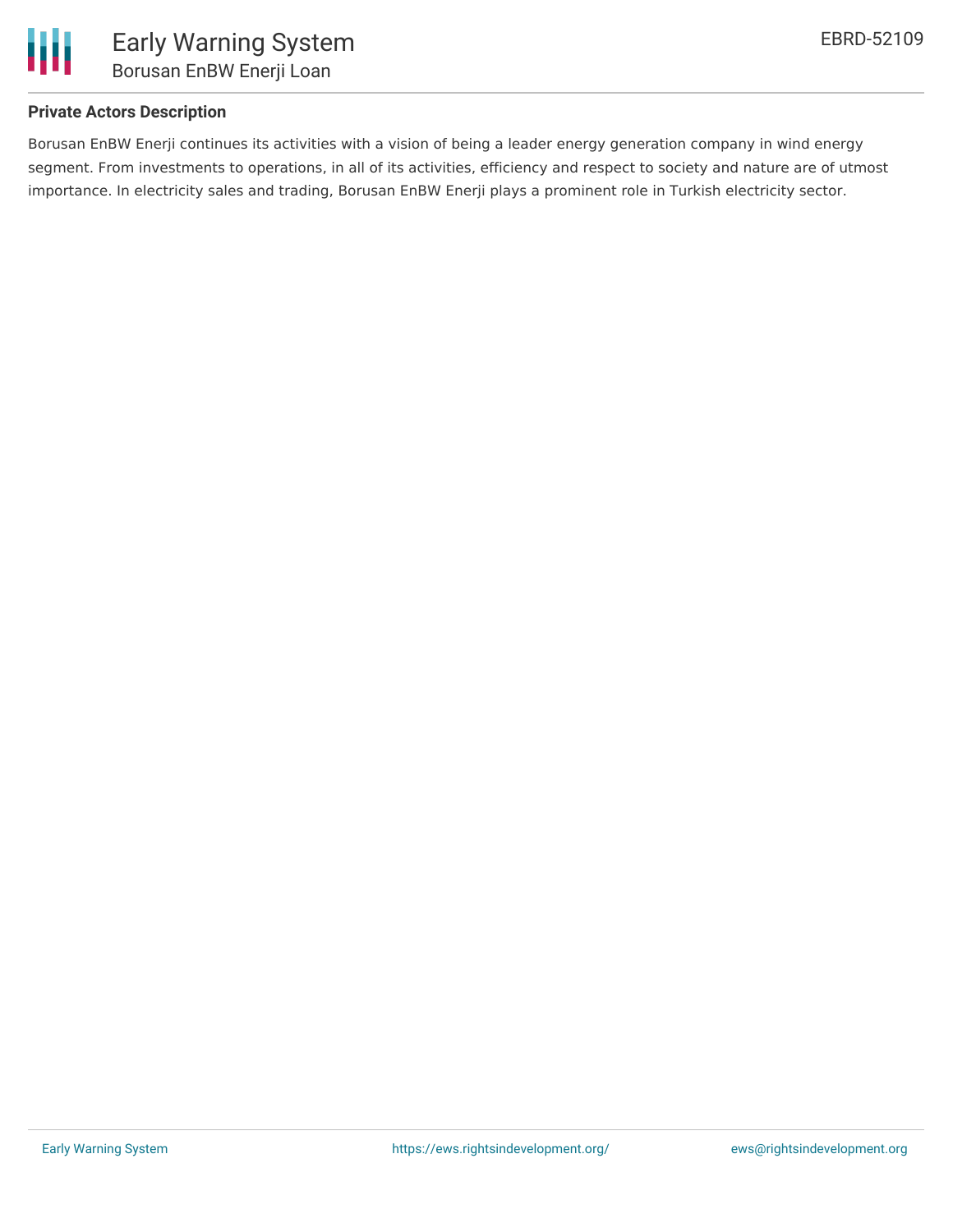**Private Actors Description**

Borusan EnBW Enerji continues its activities with a vision of being a leader energy generation company in wind energy segment. From investments to operations, in all of its activities, efficiency and respect to society and nature are of utmost importance. In electricity sales and trading, Borusan EnBW Enerji plays a prominent role in Turkish electricity sector.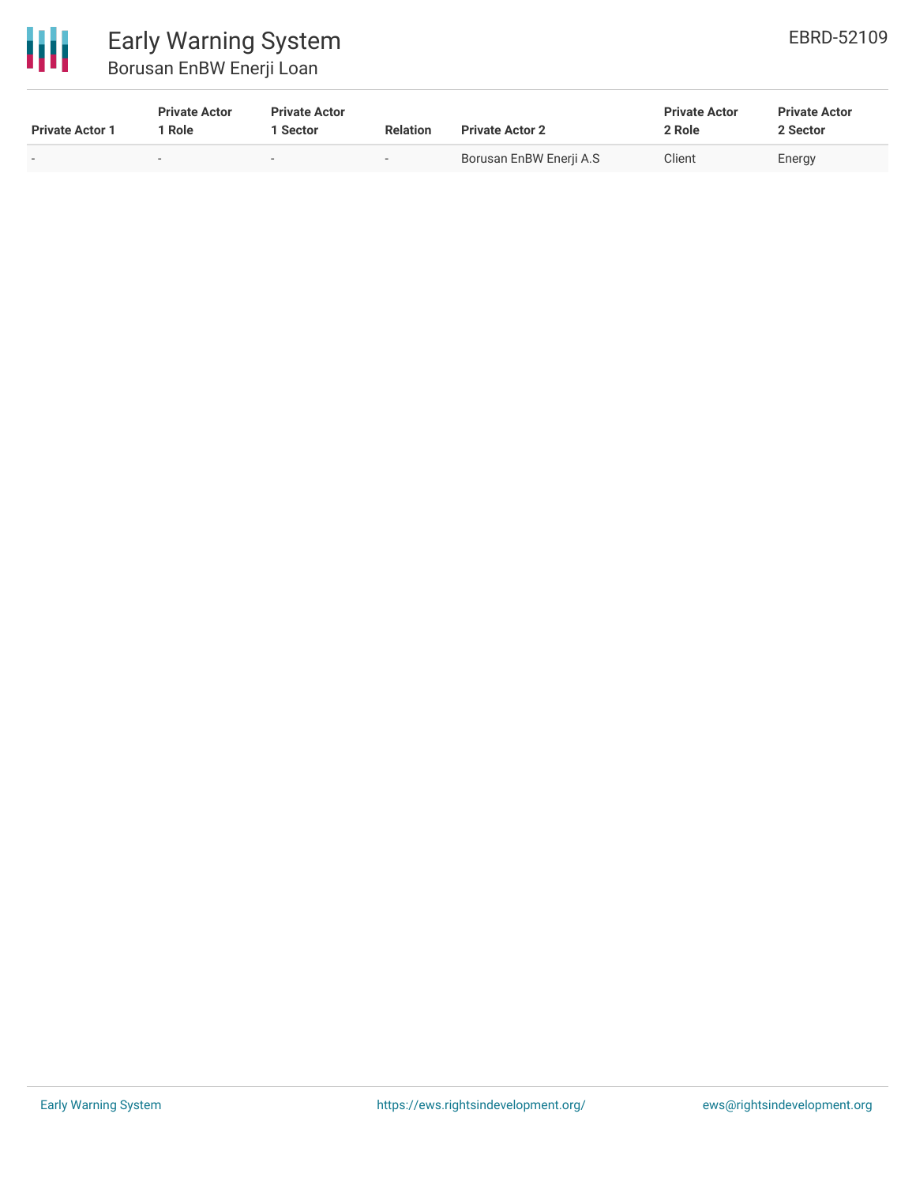| Private Actor 1 | Private Actor 1 Role | Private Actor 1 Sector | Relation | Private Actor 2 | Private Actor 2 Role | Private Actor 2 Sector |
|---|---|---|---|---|---|---|
| - | - | - | - | Borusan EnBW Enerji A.S | Client | Energy |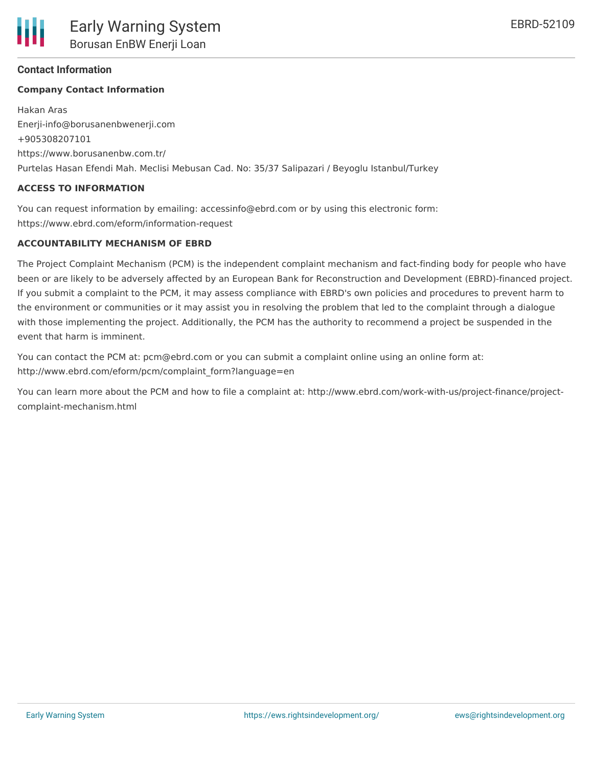## Contact Information

### Company Contact Information

Hakan Aras
Enerji-info@borusanenbwenerji.com
+905308207101
https://www.borusanenbw.com.tr/
Purtelas Hasan Efendi Mah. Meclisi Mebusan Cad. No: 35/37 Salipazari / Beyoglu Istanbul/Turkey

### ACCESS TO INFORMATION

You can request information by emailing: accessinfo@ebrd.com or by using this electronic form: https://www.ebrd.com/eform/information-request

### ACCOUNTABILITY MECHANISM OF EBRD

The Project Complaint Mechanism (PCM) is the independent complaint mechanism and fact-finding body for people who have been or are likely to be adversely affected by an European Bank for Reconstruction and Development (EBRD)-financed project. If you submit a complaint to the PCM, it may assess compliance with EBRD's own policies and procedures to prevent harm to the environment or communities or it may assist you in resolving the problem that led to the complaint through a dialogue with those implementing the project. Additionally, the PCM has the authority to recommend a project be suspended in the event that harm is imminent.

You can contact the PCM at: pcm@ebrd.com or you can submit a complaint online using an online form at: http://www.ebrd.com/eform/pcm/complaint_form?language=en

You can learn more about the PCM and how to file a complaint at: http://www.ebrd.com/work-with-us/project-finance/project-complaint-mechanism.html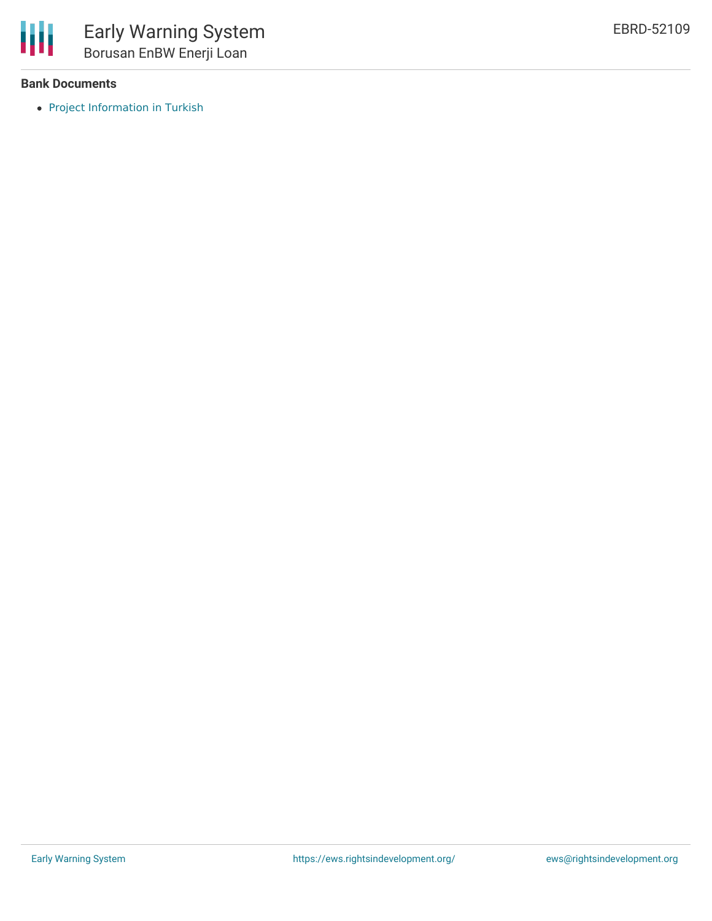**Bank Documents**

- Project Information in Turkish